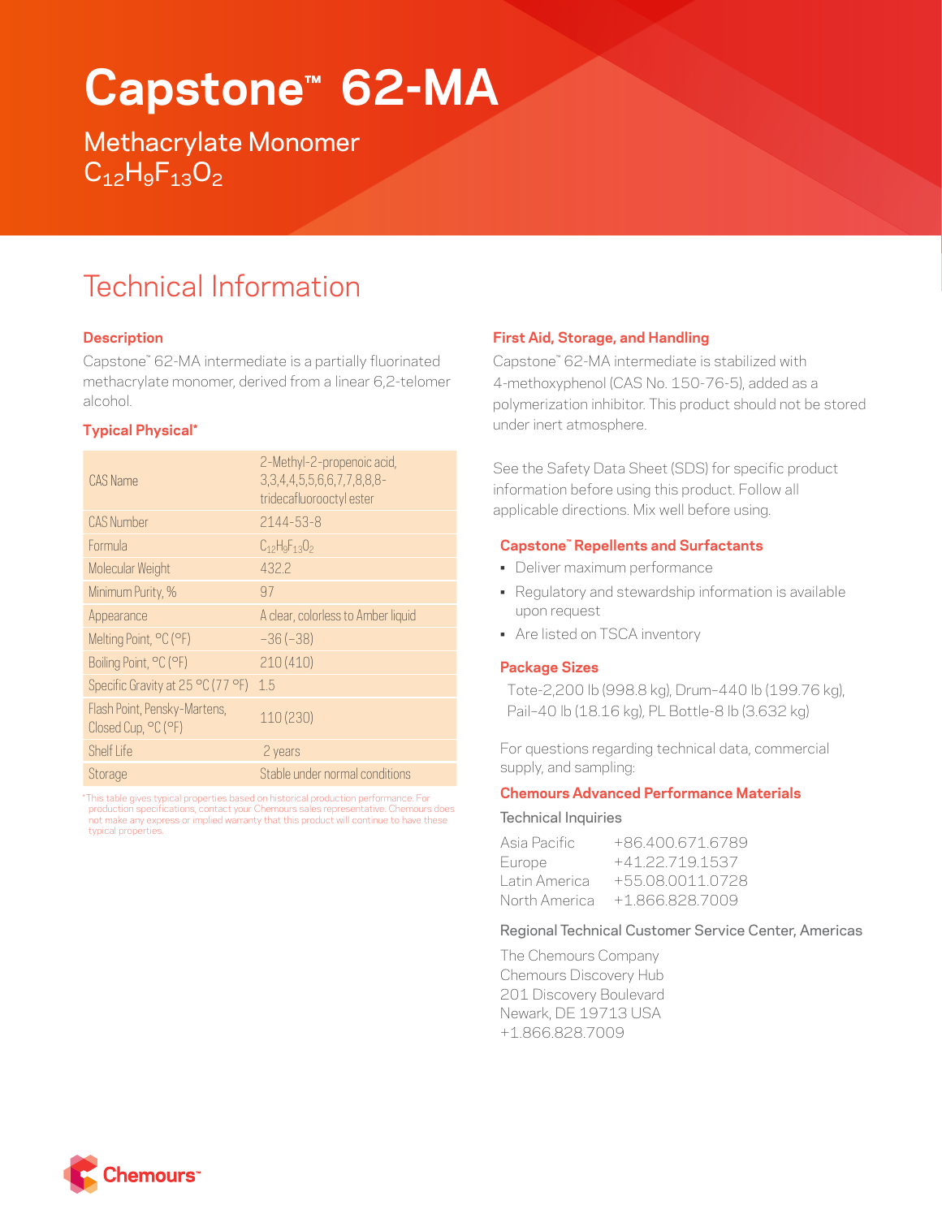# Capstone™ 62-MA

Methacrylate Monomer
$C_{12}H_9F_{13}O_2$

## Technical Information

### Description

Capstone™ 62-MA intermediate is a partially fluorinated methacrylate monomer, derived from a linear 6,2-telomer alcohol.

### Typical Physical*

| | |
|---|---|
| CAS Name | 2-Methyl-2-propenoic acid, 3,3,4,4,5,5,6,6,7,7,8,8,8-tridecafluorooctyl ester |
| CAS Number | 2144-53-8 |
| Formula | $C_{12}H_9F_{13}O_2$ |
| Molecular Weight | 432.2 |
| Minimum Purity, % | 97 |
| Appearance | A clear, colorless to Amber liquid |
| Melting Point, °C (°F) | −36 (−38) |
| Boiling Point, °C (°F) | 210 (410) |
| Specific Gravity at 25 °C (77 °F) | 1.5 |
| Flash Point, Pensky-Martens, Closed Cup, °C (°F) | 110 (230) |
| Shelf Life | 2 years |
| Storage | Stable under normal conditions |

*This table gives typical properties based on historical production performance. For production specifications, contact your Chemours sales representative. Chemours does not make any express or implied warranty that this product will continue to have these typical properties.

### First Aid, Storage, and Handling

Capstone™ 62-MA intermediate is stabilized with 4-methoxyphenol (CAS No. 150-76-5), added as a polymerization inhibitor. This product should not be stored under inert atmosphere.

See the Safety Data Sheet (SDS) for specific product information before using this product. Follow all applicable directions. Mix well before using.

### Capstone™ Repellents and Surfactants

- Deliver maximum performance
- Regulatory and stewardship information is available upon request
- Are listed on TSCA inventory

### Package Sizes

Tote-2,200 lb (998.8 kg), Drum–440 lb (199.76 kg), Pail–40 lb (18.16 kg), PL Bottle-8 lb (3.632 kg)

For questions regarding technical data, commercial supply, and sampling:

### Chemours Advanced Performance Materials

Technical Inquiries

| | |
|---|---|
| Asia Pacific | +86.400.671.6789 |
| Europe | +41.22.719.1537 |
| Latin America | +55.08.0011.0728 |
| North America | +1.866.828.7009 |

Regional Technical Customer Service Center, Americas

The Chemours Company
Chemours Discovery Hub
201 Discovery Boulevard
Newark, DE 19713 USA
+1.866.828.7009

Chemours™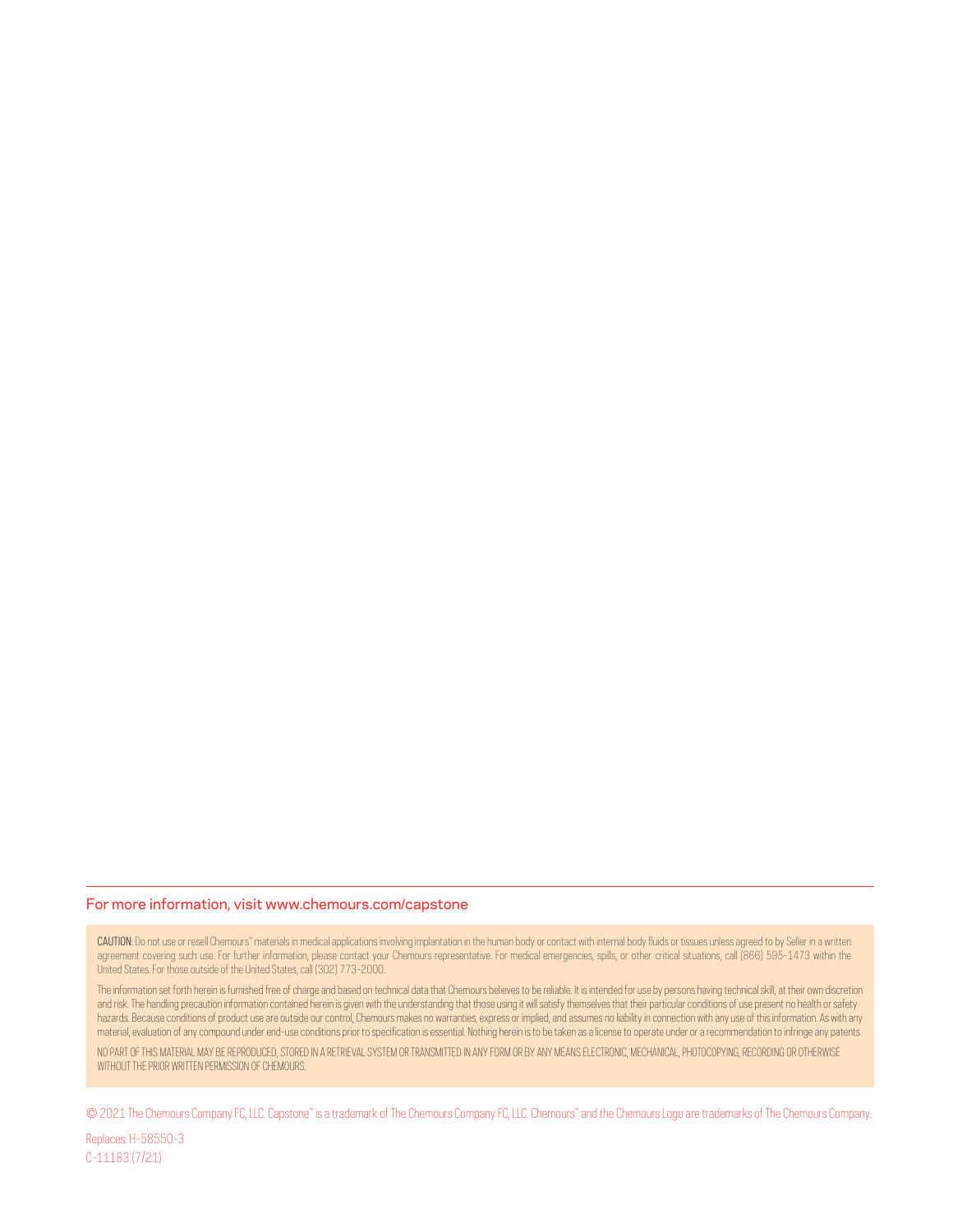For more information, visit www.chemours.com/capstone

**CAUTION:** Do not use or resell Chemours™ materials in medical applications involving implantation in the human body or contact with internal body fluids or tissues unless agreed to by Seller in a written agreement covering such use. For further information, please contact your Chemours representative. For medical emergencies, spills, or other critical situations, call (866) 595-1473 within the United States. For those outside of the United States, call (302) 773-2000.

The information set forth herein is furnished free of charge and based on technical data that Chemours believes to be reliable. It is intended for use by persons having technical skill, at their own discretion and risk. The handling precaution information contained herein is given with the understanding that those using it will satisfy themselves that their particular conditions of use present no health or safety hazards. Because conditions of product use are outside our control, Chemours makes no warranties, express or implied, and assumes no liability in connection with any use of this information. As with any material, evaluation of any compound under end-use conditions prior to specification is essential. Nothing herein is to be taken as a license to operate under or a recommendation to infringe any patents.

NO PART OF THIS MATERIAL MAY BE REPRODUCED, STORED IN A RETRIEVAL SYSTEM OR TRANSMITTED IN ANY FORM OR BY ANY MEANS ELECTRONIC, MECHANICAL, PHOTOCOPYING, RECORDING OR OTHERWISE WITHOUT THE PRIOR WRITTEN PERMISSION OF CHEMOURS.

© 2021 The Chemours Company FC, LLC. Capstone™ is a trademark of The Chemours Company FC, LLC. Chemours™ and the Chemours Logo are trademarks of The Chemours Company.

Replaces: H-58550-3
C-11183 (7/21)